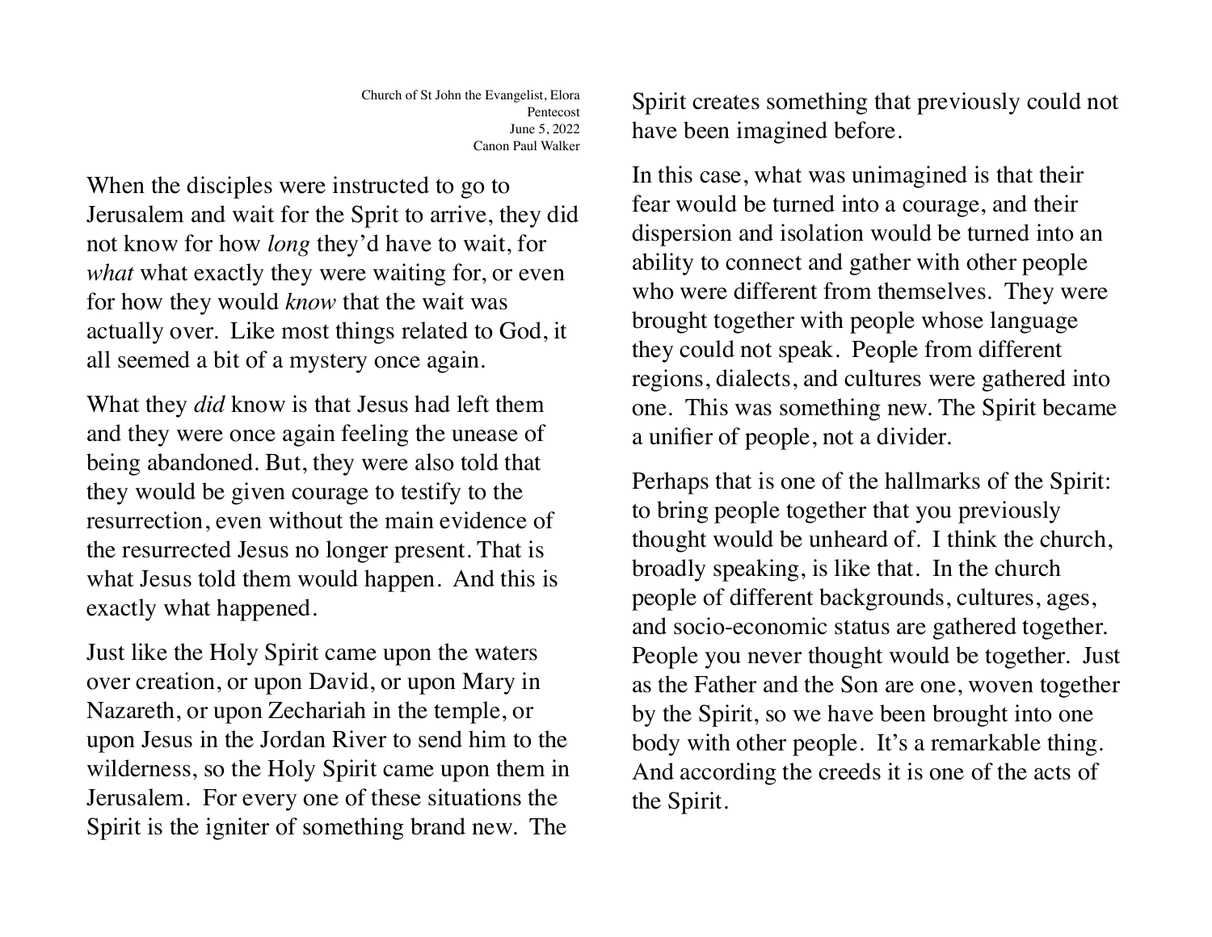Church of St John the Evangelist, Elora
Pentecost
June 5, 2022
Canon Paul Walker

When the disciples were instructed to go to Jerusalem and wait for the Sprit to arrive, they did not know for how *long* they'd have to wait, for *what* what exactly they were waiting for, or even for how they would *know* that the wait was actually over. Like most things related to God, it all seemed a bit of a mystery once again.

What they *did* know is that Jesus had left them and they were once again feeling the unease of being abandoned. But, they were also told that they would be given courage to testify to the resurrection, even without the main evidence of the resurrected Jesus no longer present. That is what Jesus told them would happen. And this is exactly what happened.

Just like the Holy Spirit came upon the waters over creation, or upon David, or upon Mary in Nazareth, or upon Zechariah in the temple, or upon Jesus in the Jordan River to send him to the wilderness, so the Holy Spirit came upon them in Jerusalem. For every one of these situations the Spirit is the igniter of something brand new. The Spirit creates something that previously could not have been imagined before.

In this case, what was unimagined is that their fear would be turned into a courage, and their dispersion and isolation would be turned into an ability to connect and gather with other people who were different from themselves. They were brought together with people whose language they could not speak. People from different regions, dialects, and cultures were gathered into one. This was something new. The Spirit became a unifier of people, not a divider.

Perhaps that is one of the hallmarks of the Spirit: to bring people together that you previously thought would be unheard of. I think the church, broadly speaking, is like that. In the church people of different backgrounds, cultures, ages, and socio-economic status are gathered together. People you never thought would be together. Just as the Father and the Son are one, woven together by the Spirit, so we have been brought into one body with other people. It's a remarkable thing. And according the creeds it is one of the acts of the Spirit.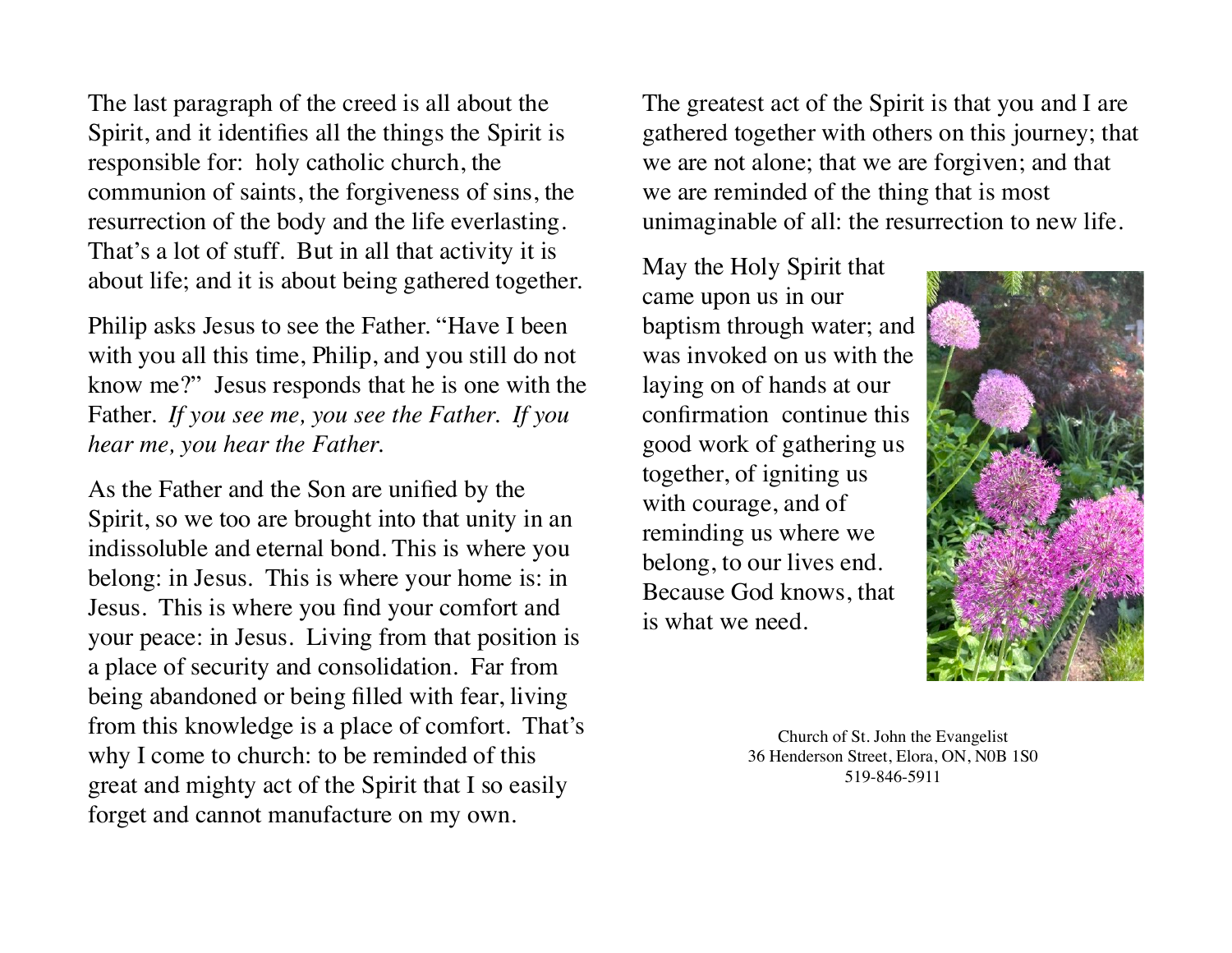The last paragraph of the creed is all about the Spirit, and it identifies all the things the Spirit is responsible for:  holy catholic church, the communion of saints, the forgiveness of sins, the resurrection of the body and the life everlasting. That's a lot of stuff.  But in all that activity it is about life; and it is about being gathered together.

Philip asks Jesus to see the Father. "Have I been with you all this time, Philip, and you still do not know me?"  Jesus responds that he is one with the Father. *If you see me, you see the Father.  If you hear me, you hear the Father.*

As the Father and the Son are unified by the Spirit, so we too are brought into that unity in an indissoluble and eternal bond. This is where you belong: in Jesus.  This is where your home is: in Jesus.  This is where you find your comfort and your peace: in Jesus.  Living from that position is a place of security and consolidation.  Far from being abandoned or being filled with fear, living from this knowledge is a place of comfort.  That's why I come to church: to be reminded of this great and mighty act of the Spirit that I so easily forget and cannot manufacture on my own.

The greatest act of the Spirit is that you and I are gathered together with others on this journey; that we are not alone; that we are forgiven; and that we are reminded of the thing that is most unimaginable of all: the resurrection to new life.

May the Holy Spirit that came upon us in our baptism through water; and was invoked on us with the laying on of hands at our confirmation  continue this good work of gathering us together, of igniting us with courage, and of reminding us where we belong, to our lives end. Because God knows, that is what we need.

Church of St. John the Evangelist
36 Henderson Street, Elora, ON, N0B 1S0
519-846-5911